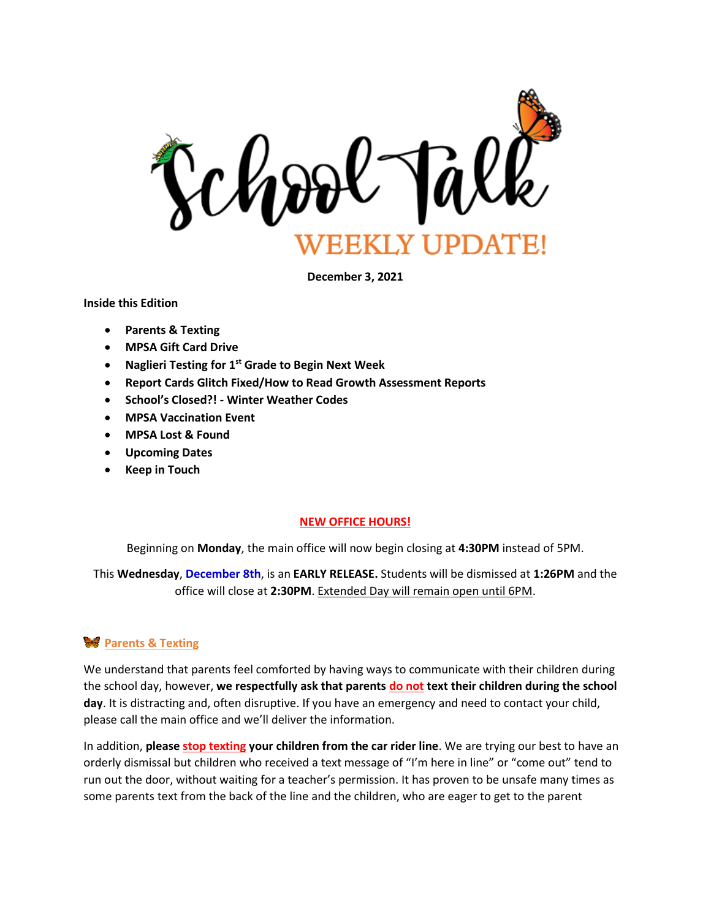# School Talk

## WEEKLY UPDATE!

**December 3, 2021**

**Inside this Edition**

- **Parents & Texting**
- **MPSA Gift Card Drive**
- **Naglieri Testing for 1st Grade to Begin Next Week**
- **Report Cards Glitch Fixed/How to Read Growth Assessment Reports**
- **School's Closed?! - Winter Weather Codes**
- **MPSA Vaccination Event**
- **MPSA Lost & Found**
- **Upcoming Dates**
- **Keep in Touch**

**NEW OFFICE HOURS!**

Beginning on **Monday**, the main office will now begin closing at **4:30PM** instead of 5PM.

This **Wednesday**, **December 8th**, is an **EARLY RELEASE.** Students will be dismissed at **1:26PM** and the office will close at **2:30PM**. Extended Day will remain open until 6PM.

## Parents & Texting

We understand that parents feel comforted by having ways to communicate with their children during the school day, however, **we respectfully ask that parents do not text their children during the school day**. It is distracting and, often disruptive. If you have an emergency and need to contact your child, please call the main office and we'll deliver the information.

In addition, **please stop texting your children from the car rider line**. We are trying our best to have an orderly dismissal but children who received a text message of "I'm here in line" or "come out" tend to run out the door, without waiting for a teacher's permission. It has proven to be unsafe many times as some parents text from the back of the line and the children, who are eager to get to the parent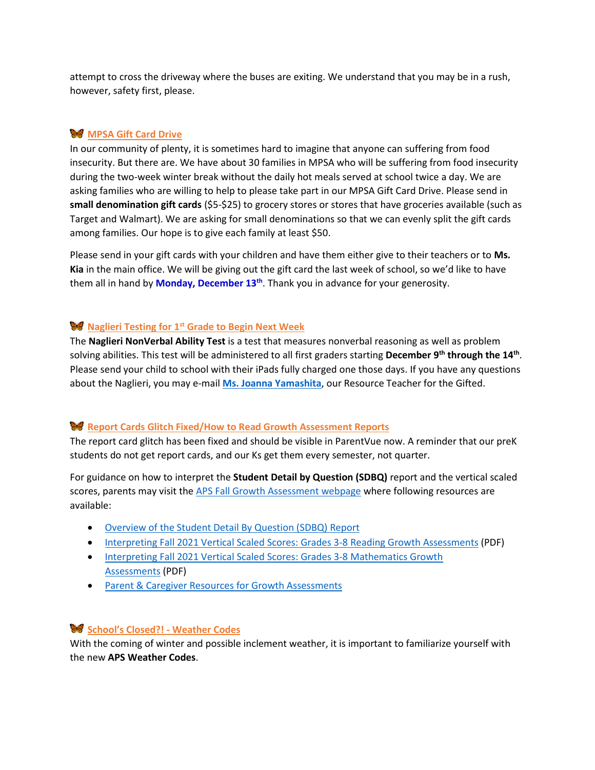attempt to cross the driveway where the buses are exiting. We understand that you may be in a rush, however, safety first, please.

## 🦋 MPSA Gift Card Drive

In our community of plenty, it is sometimes hard to imagine that anyone can suffering from food insecurity. But there are. We have about 30 families in MPSA who will be suffering from food insecurity during the two-week winter break without the daily hot meals served at school twice a day. We are asking families who are willing to help to please take part in our MPSA Gift Card Drive. Please send in **small denomination gift cards** ($5-$25) to grocery stores or stores that have groceries available (such as Target and Walmart). We are asking for small denominations so that we can evenly split the gift cards among families. Our hope is to give each family at least $50.

Please send in your gift cards with your children and have them either give to their teachers or to **Ms. Kia** in the main office. We will be giving out the gift card the last week of school, so we'd like to have them all in hand by **Monday, December 13th**. Thank you in advance for your generosity.

## 🦋 Naglieri Testing for 1st Grade to Begin Next Week

The **Naglieri NonVerbal Ability Test** is a test that measures nonverbal reasoning as well as problem solving abilities. This test will be administered to all first graders starting **December 9th through the 14th**. Please send your child to school with their iPads fully charged one those days. If you have any questions about the Naglieri, you may e-mail **Ms. Joanna Yamashita**, our Resource Teacher for the Gifted.

## 🦋 Report Cards Glitch Fixed/How to Read Growth Assessment Reports

The report card glitch has been fixed and should be visible in ParentVue now. A reminder that our preK students do not get report cards, and our Ks get them every semester, not quarter.

For guidance on how to interpret the **Student Detail by Question (SDBQ)** report and the vertical scaled scores, parents may visit the APS Fall Growth Assessment webpage where following resources are available:

- Overview of the Student Detail By Question (SDBQ) Report
- Interpreting Fall 2021 Vertical Scaled Scores: Grades 3-8 Reading Growth Assessments (PDF)
- Interpreting Fall 2021 Vertical Scaled Scores: Grades 3-8 Mathematics Growth Assessments (PDF)
- Parent & Caregiver Resources for Growth Assessments

## 🦋 School's Closed?! - Weather Codes

With the coming of winter and possible inclement weather, it is important to familiarize yourself with the new **APS Weather Codes**.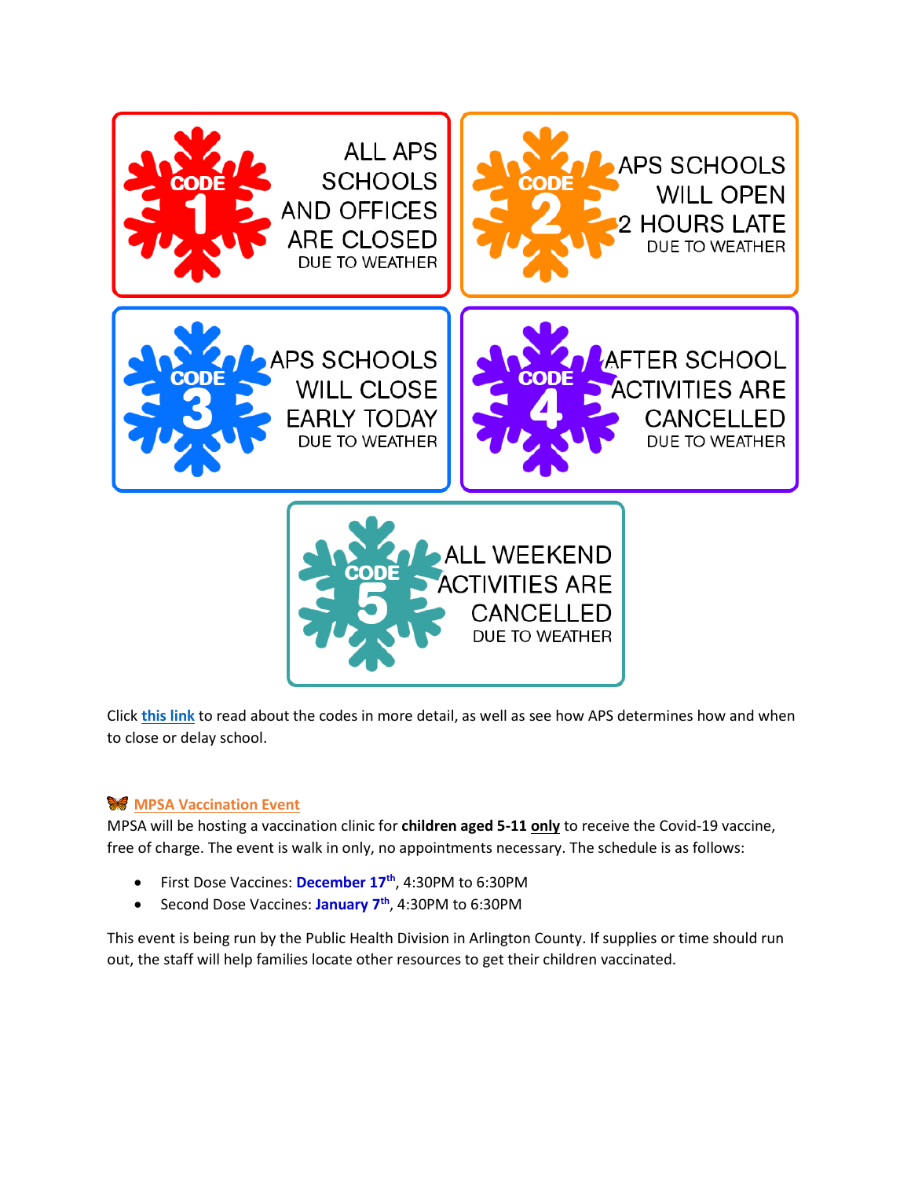CODE 1 — ALL APS SCHOOLS AND OFFICES ARE CLOSED DUE TO WEATHER

CODE 2 — APS SCHOOLS WILL OPEN 2 HOURS LATE DUE TO WEATHER

CODE 3 — APS SCHOOLS WILL CLOSE EARLY TODAY DUE TO WEATHER

CODE 4 — AFTER SCHOOL ACTIVITIES ARE CANCELLED DUE TO WEATHER

CODE 5 — ALL WEEKEND ACTIVITIES ARE CANCELLED DUE TO WEATHER

Click **this link** to read about the codes in more detail, as well as see how APS determines how and when to close or delay school.

### MPSA Vaccination Event

MPSA will be hosting a vaccination clinic for **children aged 5-11 only** to receive the Covid-19 vaccine, free of charge. The event is walk in only, no appointments necessary. The schedule is as follows:

- First Dose Vaccines: **December 17th**, 4:30PM to 6:30PM
- Second Dose Vaccines: **January 7th**, 4:30PM to 6:30PM

This event is being run by the Public Health Division in Arlington County. If supplies or time should run out, the staff will help families locate other resources to get their children vaccinated.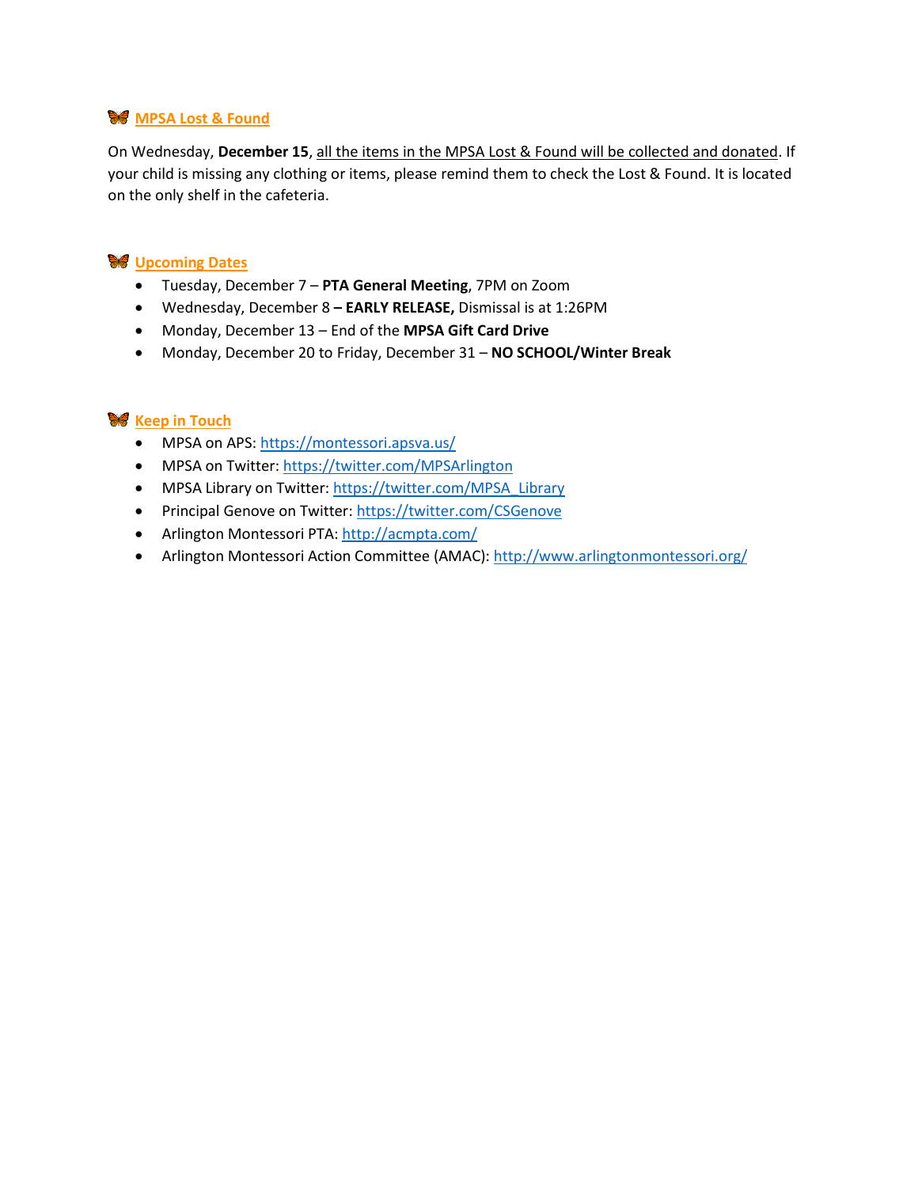## MPSA Lost & Found

On Wednesday, **December 15**, all the items in the MPSA Lost & Found will be collected and donated. If your child is missing any clothing or items, please remind them to check the Lost & Found. It is located on the only shelf in the cafeteria.

## Upcoming Dates

- Tuesday, December 7 – **PTA General Meeting**, 7PM on Zoom
- Wednesday, December 8 **– EARLY RELEASE,** Dismissal is at 1:26PM
- Monday, December 13 – End of the **MPSA Gift Card Drive**
- Monday, December 20 to Friday, December 31 – **NO SCHOOL/Winter Break**

## Keep in Touch

- MPSA on APS: https://montessori.apsva.us/
- MPSA on Twitter: https://twitter.com/MPSArlington
- MPSA Library on Twitter: https://twitter.com/MPSA_Library
- Principal Genove on Twitter: https://twitter.com/CSGenove
- Arlington Montessori PTA: http://acmpta.com/
- Arlington Montessori Action Committee (AMAC): http://www.arlingtonmontessori.org/